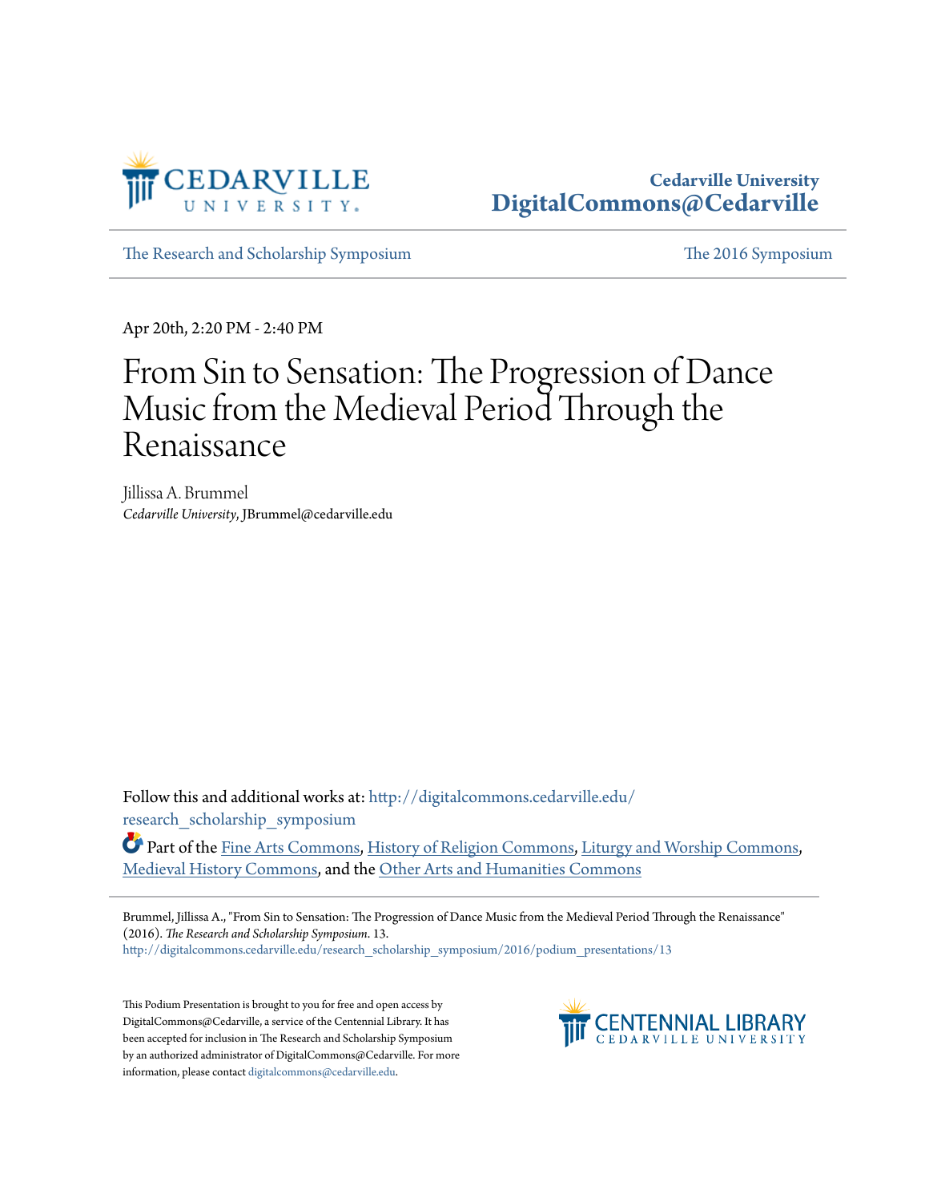Cedarville University
DigitalCommons@Cedarville

The Research and Scholarship Symposium | The 2016 Symposium

Apr 20th, 2:20 PM - 2:40 PM

# From Sin to Sensation: The Progression of Dance Music from the Medieval Period Through the Renaissance

Jillissa A. Brummel
*Cedarville University*, JBrummel@cedarville.edu

Follow this and additional works at: http://digitalcommons.cedarville.edu/research_scholarship_symposium

Part of the Fine Arts Commons, History of Religion Commons, Liturgy and Worship Commons, Medieval History Commons, and the Other Arts and Humanities Commons

Brummel, Jillissa A., "From Sin to Sensation: The Progression of Dance Music from the Medieval Period Through the Renaissance" (2016). *The Research and Scholarship Symposium*. 13.
http://digitalcommons.cedarville.edu/research_scholarship_symposium/2016/podium_presentations/13

This Podium Presentation is brought to you for free and open access by DigitalCommons@Cedarville, a service of the Centennial Library. It has been accepted for inclusion in The Research and Scholarship Symposium by an authorized administrator of DigitalCommons@Cedarville. For more information, please contact digitalcommons@cedarville.edu.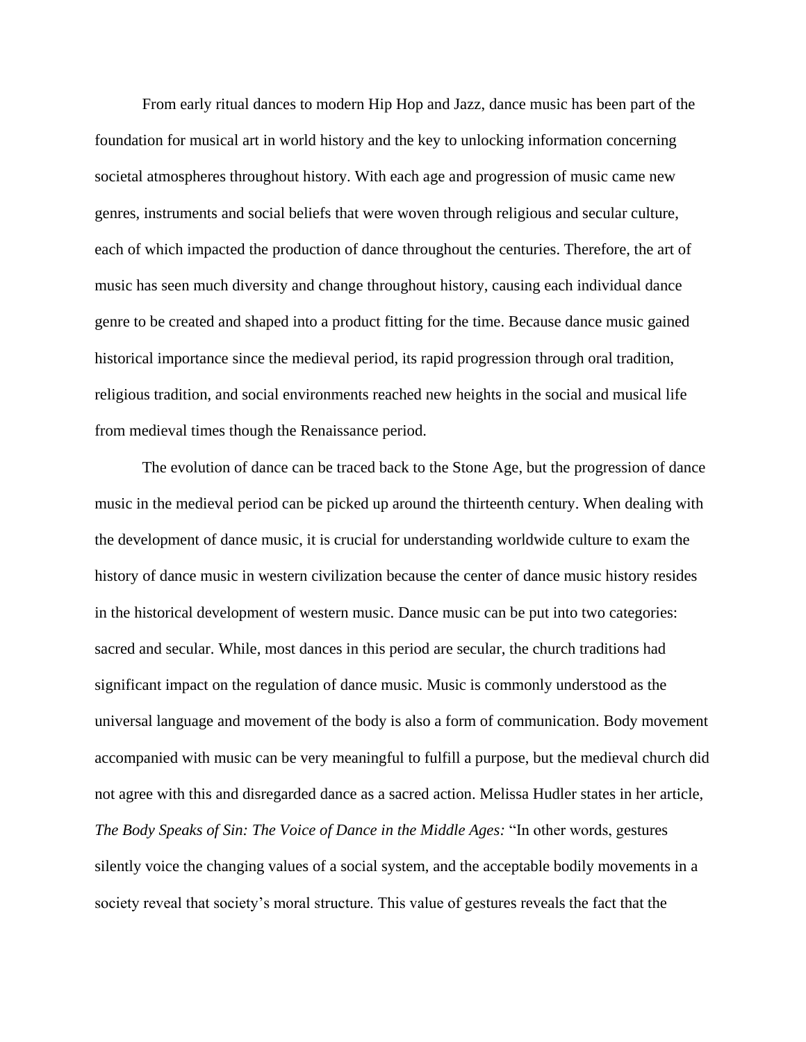From early ritual dances to modern Hip Hop and Jazz, dance music has been part of the foundation for musical art in world history and the key to unlocking information concerning societal atmospheres throughout history. With each age and progression of music came new genres, instruments and social beliefs that were woven through religious and secular culture, each of which impacted the production of dance throughout the centuries. Therefore, the art of music has seen much diversity and change throughout history, causing each individual dance genre to be created and shaped into a product fitting for the time. Because dance music gained historical importance since the medieval period, its rapid progression through oral tradition, religious tradition, and social environments reached new heights in the social and musical life from medieval times though the Renaissance period.

The evolution of dance can be traced back to the Stone Age, but the progression of dance music in the medieval period can be picked up around the thirteenth century. When dealing with the development of dance music, it is crucial for understanding worldwide culture to exam the history of dance music in western civilization because the center of dance music history resides in the historical development of western music. Dance music can be put into two categories: sacred and secular. While, most dances in this period are secular, the church traditions had significant impact on the regulation of dance music. Music is commonly understood as the universal language and movement of the body is also a form of communication. Body movement accompanied with music can be very meaningful to fulfill a purpose, but the medieval church did not agree with this and disregarded dance as a sacred action. Melissa Hudler states in her article, *The Body Speaks of Sin: The Voice of Dance in the Middle Ages:* "In other words, gestures silently voice the changing values of a social system, and the acceptable bodily movements in a society reveal that society's moral structure. This value of gestures reveals the fact that the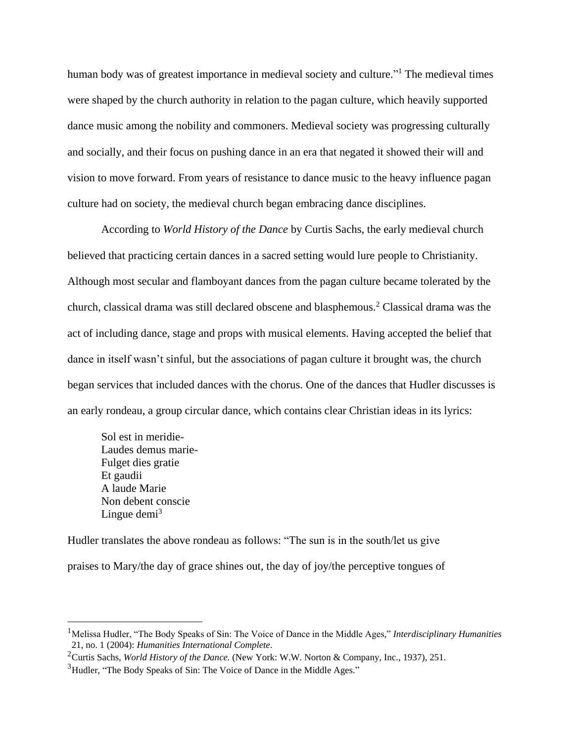human body was of greatest importance in medieval society and culture."[1] The medieval times were shaped by the church authority in relation to the pagan culture, which heavily supported dance music among the nobility and commoners. Medieval society was progressing culturally and socially, and their focus on pushing dance in an era that negated it showed their will and vision to move forward. From years of resistance to dance music to the heavy influence pagan culture had on society, the medieval church began embracing dance disciplines.

According to *World History of the Dance* by Curtis Sachs, the early medieval church believed that practicing certain dances in a sacred setting would lure people to Christianity. Although most secular and flamboyant dances from the pagan culture became tolerated by the church, classical drama was still declared obscene and blasphemous.[2] Classical drama was the act of including dance, stage and props with musical elements. Having accepted the belief that dance in itself wasn't sinful, but the associations of pagan culture it brought was, the church began services that included dances with the chorus. One of the dances that Hudler discusses is an early rondeau, a group circular dance, which contains clear Christian ideas in its lyrics:

> Sol est in meridie-
> Laudes demus marie-
> Fulget dies gratie
> Et gaudii
> A laude Marie
> Non debent conscie
> Lingue demi[3]

Hudler translates the above rondeau as follows: "The sun is in the south/let us give praises to Mary/the day of grace shines out, the day of joy/the perceptive tongues of

---

[1]Melissa Hudler, "The Body Speaks of Sin: The Voice of Dance in the Middle Ages," *Interdisciplinary Humanities* 21, no. 1 (2004): *Humanities International Complete*.

[2]Curtis Sachs, *World History of the Dance.* (New York: W.W. Norton & Company, Inc., 1937), 251.

[3]Hudler, "The Body Speaks of Sin: The Voice of Dance in the Middle Ages."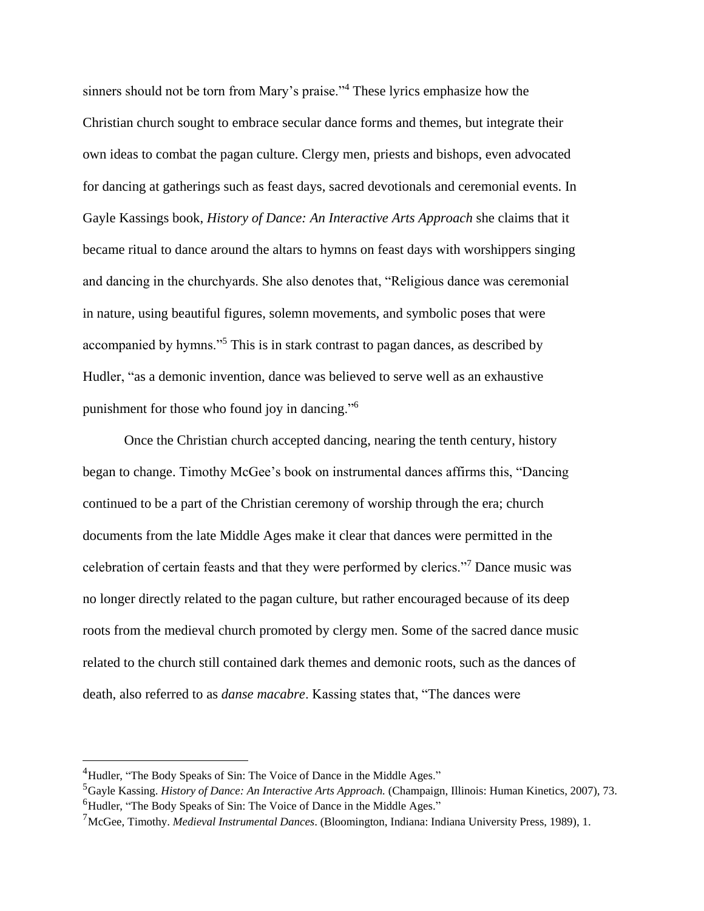sinners should not be torn from Mary's praise."[4] These lyrics emphasize how the Christian church sought to embrace secular dance forms and themes, but integrate their own ideas to combat the pagan culture. Clergy men, priests and bishops, even advocated for dancing at gatherings such as feast days, sacred devotionals and ceremonial events. In Gayle Kassings book, *History of Dance: An Interactive Arts Approach* she claims that it became ritual to dance around the altars to hymns on feast days with worshippers singing and dancing in the churchyards. She also denotes that, "Religious dance was ceremonial in nature, using beautiful figures, solemn movements, and symbolic poses that were accompanied by hymns."[5] This is in stark contrast to pagan dances, as described by Hudler, "as a demonic invention, dance was believed to serve well as an exhaustive punishment for those who found joy in dancing."[6]

Once the Christian church accepted dancing, nearing the tenth century, history began to change. Timothy McGee's book on instrumental dances affirms this, "Dancing continued to be a part of the Christian ceremony of worship through the era; church documents from the late Middle Ages make it clear that dances were permitted in the celebration of certain feasts and that they were performed by clerics."[7] Dance music was no longer directly related to the pagan culture, but rather encouraged because of its deep roots from the medieval church promoted by clergy men. Some of the sacred dance music related to the church still contained dark themes and demonic roots, such as the dances of death, also referred to as *danse macabre*. Kassing states that, "The dances were

---

[4] Hudler, "The Body Speaks of Sin: The Voice of Dance in the Middle Ages."

[5] Gayle Kassing. *History of Dance: An Interactive Arts Approach.* (Champaign, Illinois: Human Kinetics, 2007), 73.

[6] Hudler, "The Body Speaks of Sin: The Voice of Dance in the Middle Ages."

[7] McGee, Timothy. *Medieval Instrumental Dances*. (Bloomington, Indiana: Indiana University Press, 1989), 1.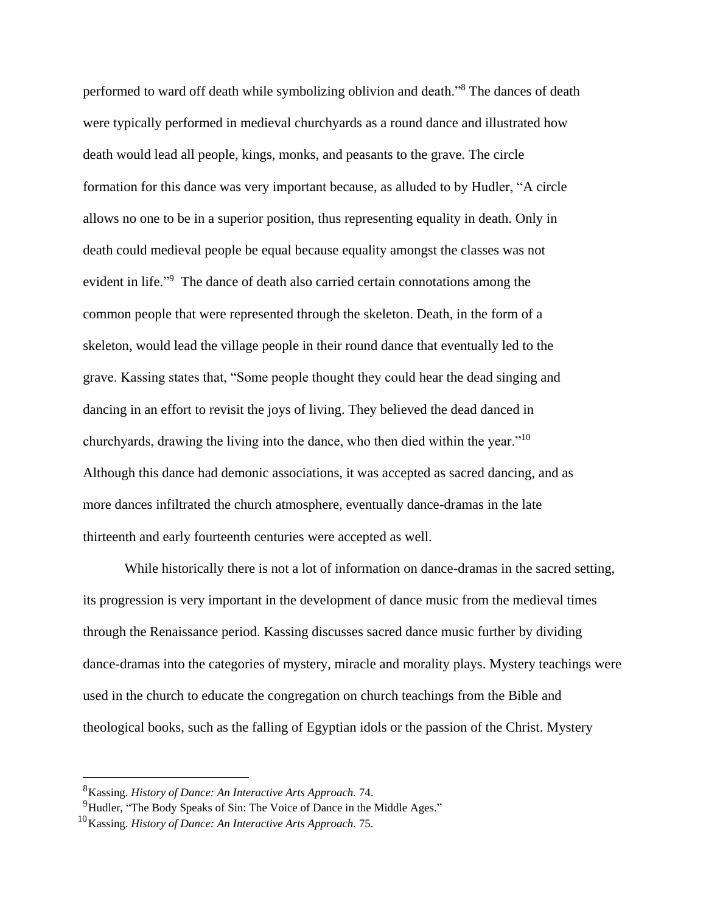performed to ward off death while symbolizing oblivion and death."[8] The dances of death were typically performed in medieval churchyards as a round dance and illustrated how death would lead all people, kings, monks, and peasants to the grave. The circle formation for this dance was very important because, as alluded to by Hudler, "A circle allows no one to be in a superior position, thus representing equality in death. Only in death could medieval people be equal because equality amongst the classes was not evident in life."[9] The dance of death also carried certain connotations among the common people that were represented through the skeleton. Death, in the form of a skeleton, would lead the village people in their round dance that eventually led to the grave. Kassing states that, "Some people thought they could hear the dead singing and dancing in an effort to revisit the joys of living. They believed the dead danced in churchyards, drawing the living into the dance, who then died within the year."[10] Although this dance had demonic associations, it was accepted as sacred dancing, and as more dances infiltrated the church atmosphere, eventually dance-dramas in the late thirteenth and early fourteenth centuries were accepted as well.

While historically there is not a lot of information on dance-dramas in the sacred setting, its progression is very important in the development of dance music from the medieval times through the Renaissance period. Kassing discusses sacred dance music further by dividing dance-dramas into the categories of mystery, miracle and morality plays. Mystery teachings were used in the church to educate the congregation on church teachings from the Bible and theological books, such as the falling of Egyptian idols or the passion of the Christ. Mystery

---

[8] Kassing. *History of Dance: An Interactive Arts Approach.* 74.

[9] Hudler, "The Body Speaks of Sin: The Voice of Dance in the Middle Ages."

[10] Kassing. *History of Dance: An Interactive Arts Approach.* 75.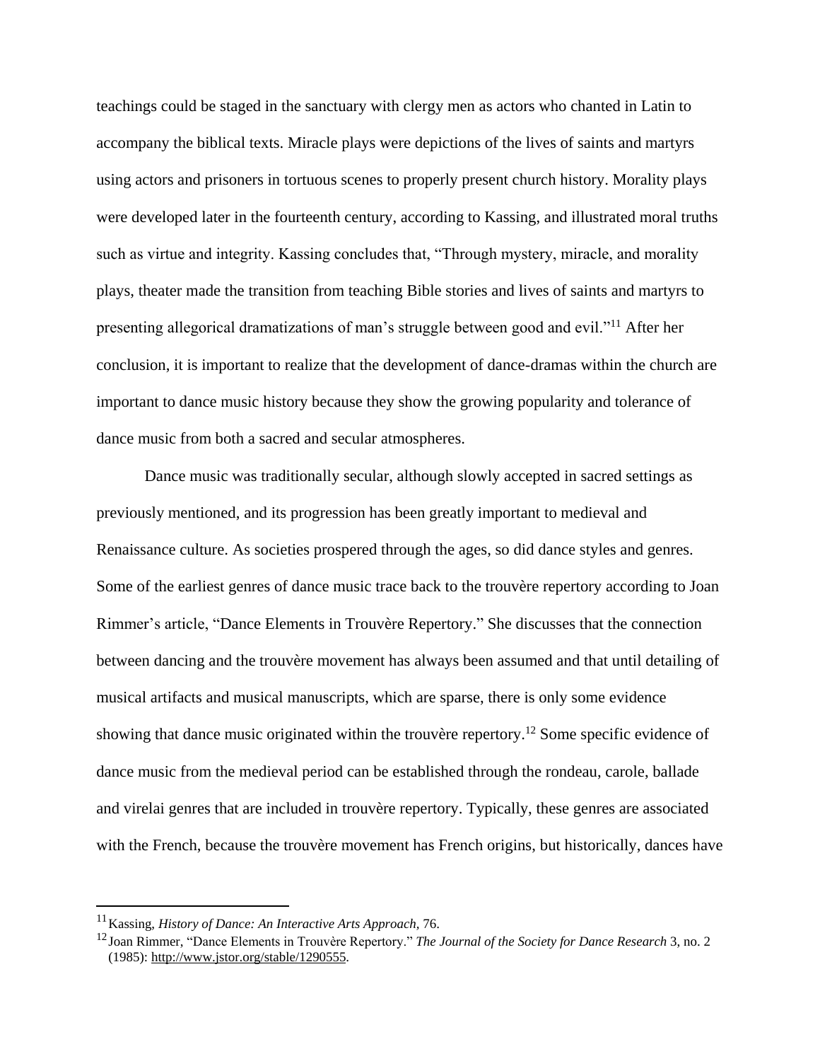teachings could be staged in the sanctuary with clergy men as actors who chanted in Latin to accompany the biblical texts. Miracle plays were depictions of the lives of saints and martyrs using actors and prisoners in tortuous scenes to properly present church history. Morality plays were developed later in the fourteenth century, according to Kassing, and illustrated moral truths such as virtue and integrity. Kassing concludes that, "Through mystery, miracle, and morality plays, theater made the transition from teaching Bible stories and lives of saints and martyrs to presenting allegorical dramatizations of man's struggle between good and evil."[11] After her conclusion, it is important to realize that the development of dance-dramas within the church are important to dance music history because they show the growing popularity and tolerance of dance music from both a sacred and secular atmospheres.

Dance music was traditionally secular, although slowly accepted in sacred settings as previously mentioned, and its progression has been greatly important to medieval and Renaissance culture. As societies prospered through the ages, so did dance styles and genres. Some of the earliest genres of dance music trace back to the trouvère repertory according to Joan Rimmer's article, "Dance Elements in Trouvère Repertory." She discusses that the connection between dancing and the trouvère movement has always been assumed and that until detailing of musical artifacts and musical manuscripts, which are sparse, there is only some evidence showing that dance music originated within the trouvère repertory.[12] Some specific evidence of dance music from the medieval period can be established through the rondeau, carole, ballade and virelai genres that are included in trouvère repertory. Typically, these genres are associated with the French, because the trouvère movement has French origins, but historically, dances have

---

[11] Kassing, *History of Dance: An Interactive Arts Approach*, 76.

[12] Joan Rimmer, "Dance Elements in Trouvère Repertory." *The Journal of the Society for Dance Research* 3, no. 2 (1985): http://www.jstor.org/stable/1290555.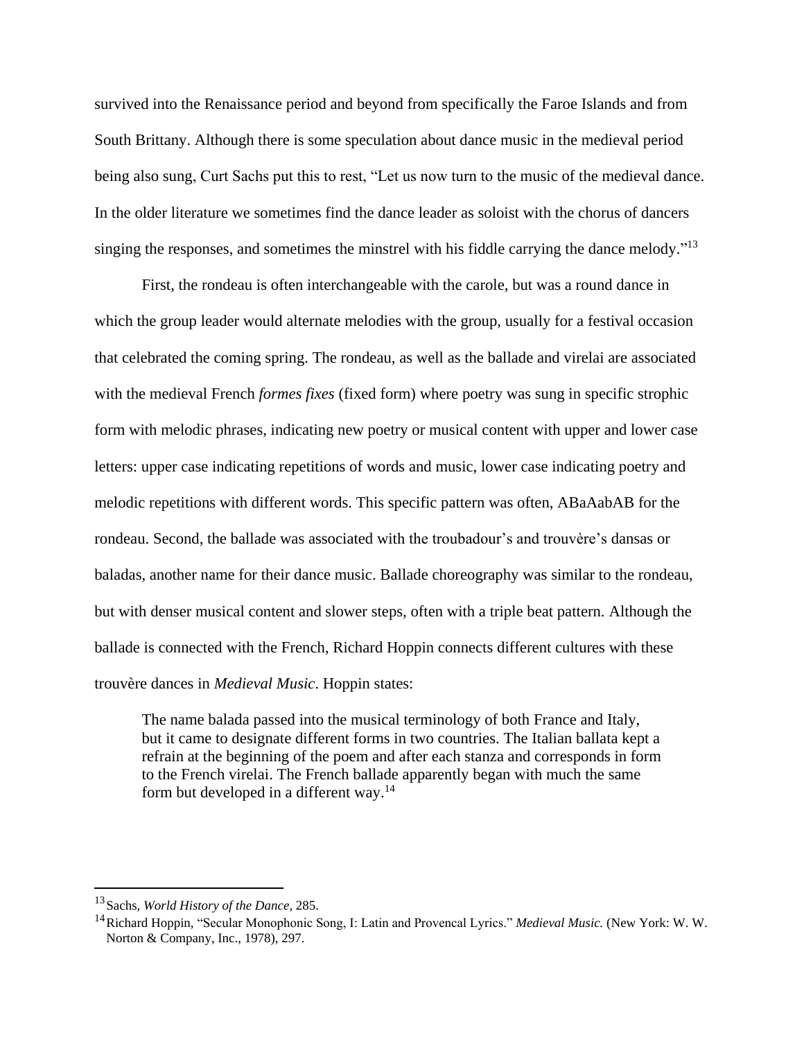survived into the Renaissance period and beyond from specifically the Faroe Islands and from South Brittany. Although there is some speculation about dance music in the medieval period being also sung, Curt Sachs put this to rest, "Let us now turn to the music of the medieval dance. In the older literature we sometimes find the dance leader as soloist with the chorus of dancers singing the responses, and sometimes the minstrel with his fiddle carrying the dance melody."[13]

First, the rondeau is often interchangeable with the carole, but was a round dance in which the group leader would alternate melodies with the group, usually for a festival occasion that celebrated the coming spring. The rondeau, as well as the ballade and virelai are associated with the medieval French *formes fixes* (fixed form) where poetry was sung in specific strophic form with melodic phrases, indicating new poetry or musical content with upper and lower case letters: upper case indicating repetitions of words and music, lower case indicating poetry and melodic repetitions with different words. This specific pattern was often, ABaAabAB for the rondeau. Second, the ballade was associated with the troubadour's and trouvère's dansas or baladas, another name for their dance music. Ballade choreography was similar to the rondeau, but with denser musical content and slower steps, often with a triple beat pattern. Although the ballade is connected with the French, Richard Hoppin connects different cultures with these trouvère dances in *Medieval Music*. Hoppin states:

> The name balada passed into the musical terminology of both France and Italy, but it came to designate different forms in two countries. The Italian ballata kept a refrain at the beginning of the poem and after each stanza and corresponds in form to the French virelai. The French ballade apparently began with much the same form but developed in a different way.[14]

---

[13] Sachs, *World History of the Dance*, 285.

[14] Richard Hoppin, "Secular Monophonic Song, I: Latin and Provencal Lyrics." *Medieval Music.* (New York: W. W. Norton & Company, Inc., 1978), 297.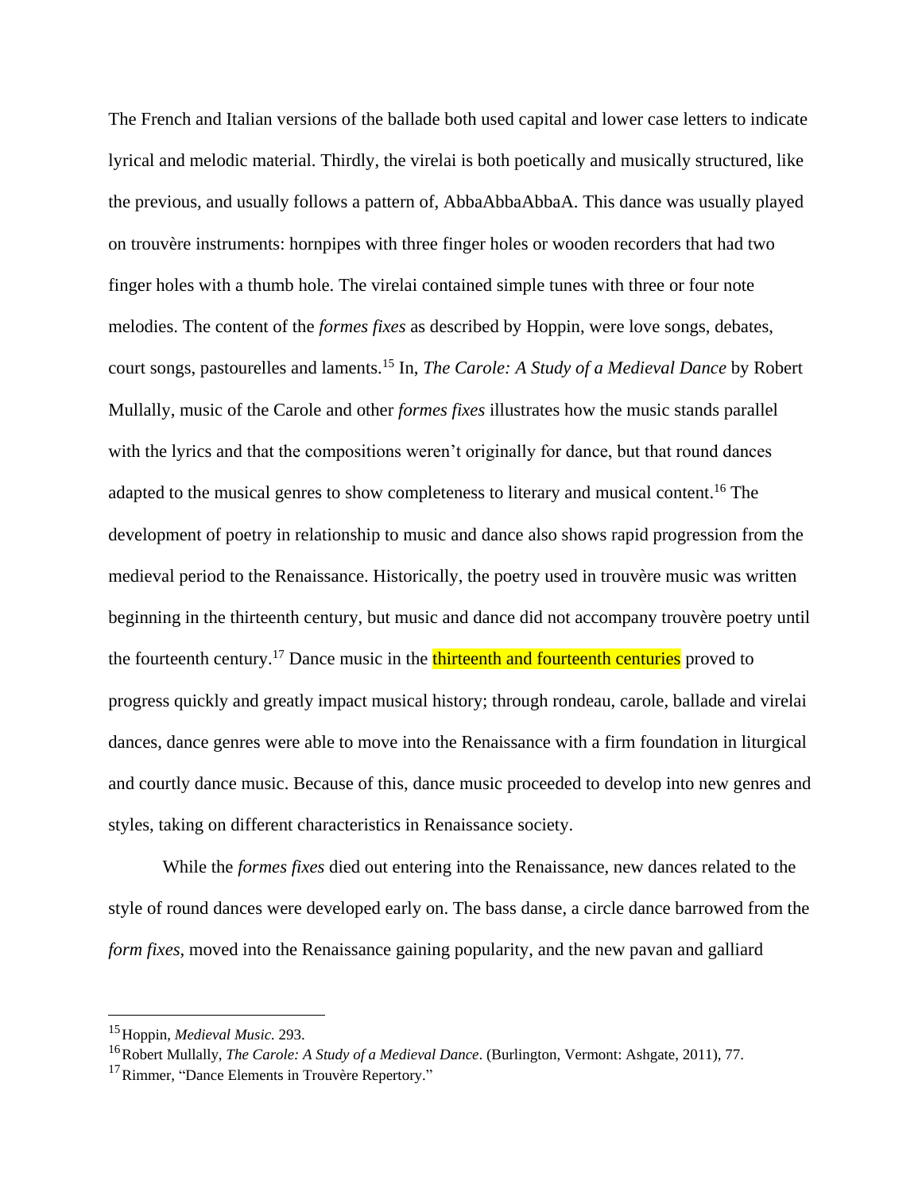The French and Italian versions of the ballade both used capital and lower case letters to indicate lyrical and melodic material. Thirdly, the virelai is both poetically and musically structured, like the previous, and usually follows a pattern of, AbbaAbbaAbbaA. This dance was usually played on trouvère instruments: hornpipes with three finger holes or wooden recorders that had two finger holes with a thumb hole. The virelai contained simple tunes with three or four note melodies. The content of the *formes fixes* as described by Hoppin, were love songs, debates, court songs, pastourelles and laments.[15] In, *The Carole: A Study of a Medieval Dance* by Robert Mullally, music of the Carole and other *formes fixes* illustrates how the music stands parallel with the lyrics and that the compositions weren't originally for dance, but that round dances adapted to the musical genres to show completeness to literary and musical content.[16] The development of poetry in relationship to music and dance also shows rapid progression from the medieval period to the Renaissance. Historically, the poetry used in trouvère music was written beginning in the thirteenth century, but music and dance did not accompany trouvère poetry until the fourteenth century.[17] Dance music in the thirteenth and fourteenth centuries proved to progress quickly and greatly impact musical history; through rondeau, carole, ballade and virelai dances, dance genres were able to move into the Renaissance with a firm foundation in liturgical and courtly dance music. Because of this, dance music proceeded to develop into new genres and styles, taking on different characteristics in Renaissance society.

While the *formes fixes* died out entering into the Renaissance, new dances related to the style of round dances were developed early on. The bass danse, a circle dance barrowed from the *form fixes*, moved into the Renaissance gaining popularity, and the new pavan and galliard

---

[15] Hoppin, *Medieval Music.* 293.

[16] Robert Mullally, *The Carole: A Study of a Medieval Dance*. (Burlington, Vermont: Ashgate, 2011), 77.

[17] Rimmer, "Dance Elements in Trouvère Repertory."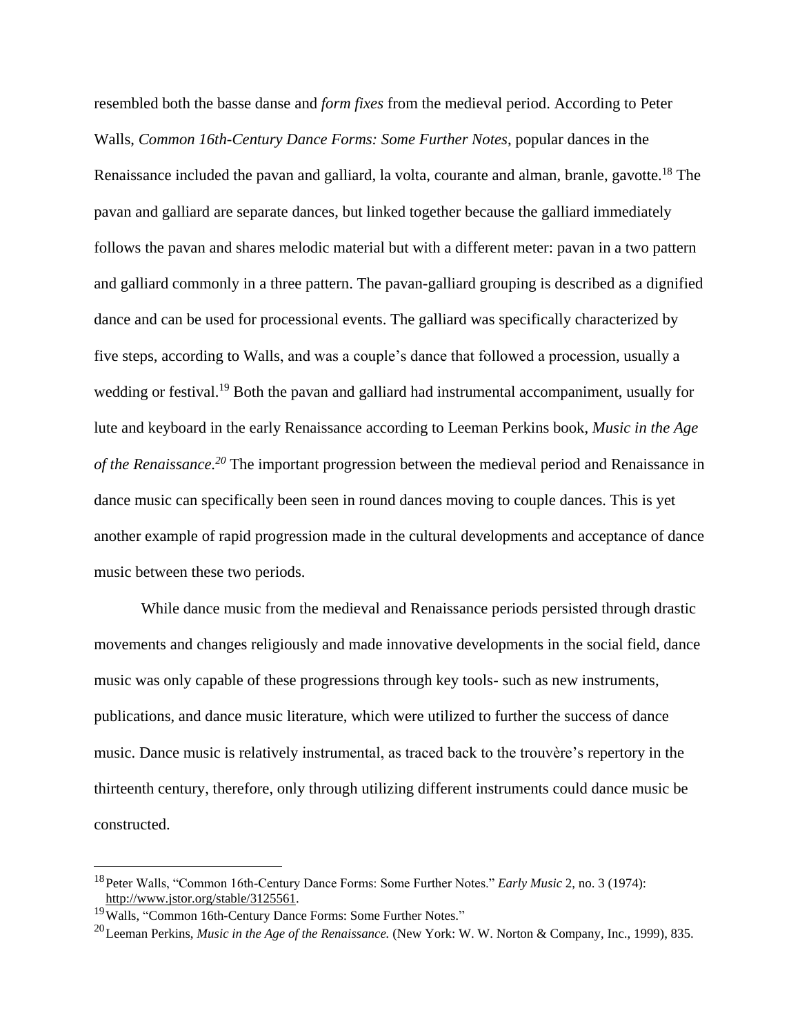resembled both the basse danse and *form fixes* from the medieval period. According to Peter Walls, *Common 16th-Century Dance Forms: Some Further Notes*, popular dances in the Renaissance included the pavan and galliard, la volta, courante and alman, branle, gavotte.[18] The pavan and galliard are separate dances, but linked together because the galliard immediately follows the pavan and shares melodic material but with a different meter: pavan in a two pattern and galliard commonly in a three pattern. The pavan-galliard grouping is described as a dignified dance and can be used for processional events. The galliard was specifically characterized by five steps, according to Walls, and was a couple's dance that followed a procession, usually a wedding or festival.[19] Both the pavan and galliard had instrumental accompaniment, usually for lute and keyboard in the early Renaissance according to Leeman Perkins book, *Music in the Age of the Renaissance.*[20] The important progression between the medieval period and Renaissance in dance music can specifically been seen in round dances moving to couple dances. This is yet another example of rapid progression made in the cultural developments and acceptance of dance music between these two periods.

While dance music from the medieval and Renaissance periods persisted through drastic movements and changes religiously and made innovative developments in the social field, dance music was only capable of these progressions through key tools- such as new instruments, publications, and dance music literature, which were utilized to further the success of dance music. Dance music is relatively instrumental, as traced back to the trouvère's repertory in the thirteenth century, therefore, only through utilizing different instruments could dance music be constructed.

---

[18] Peter Walls, "Common 16th-Century Dance Forms: Some Further Notes." *Early Music* 2, no. 3 (1974): http://www.jstor.org/stable/3125561.

[19] Walls, "Common 16th-Century Dance Forms: Some Further Notes."

[20] Leeman Perkins, *Music in the Age of the Renaissance.* (New York: W. W. Norton & Company, Inc., 1999), 835.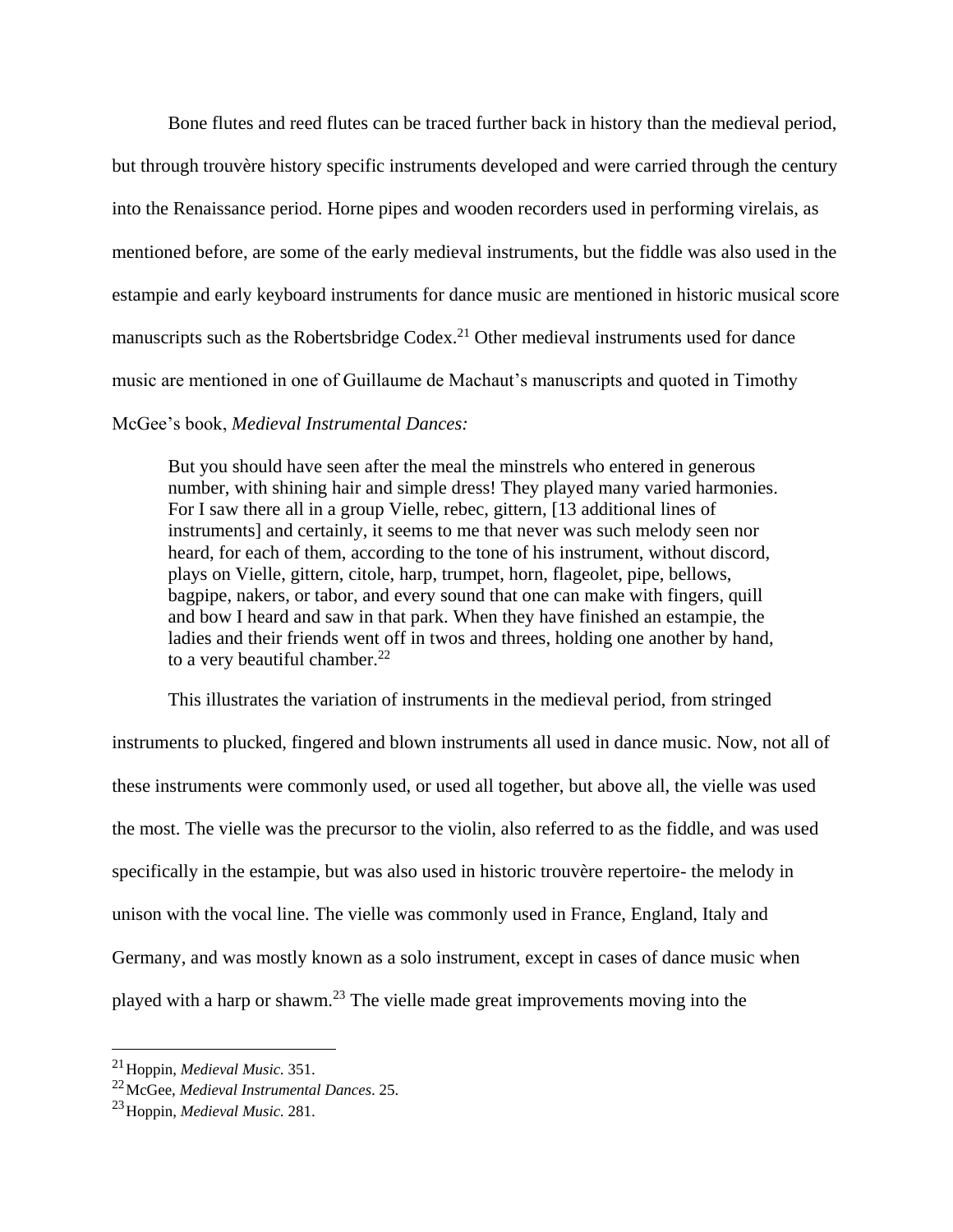Bone flutes and reed flutes can be traced further back in history than the medieval period, but through trouvère history specific instruments developed and were carried through the century into the Renaissance period. Horne pipes and wooden recorders used in performing virelais, as mentioned before, are some of the early medieval instruments, but the fiddle was also used in the estampie and early keyboard instruments for dance music are mentioned in historic musical score manuscripts such as the Robertsbridge Codex.[21] Other medieval instruments used for dance music are mentioned in one of Guillaume de Machaut's manuscripts and quoted in Timothy McGee's book, *Medieval Instrumental Dances:*

> But you should have seen after the meal the minstrels who entered in generous number, with shining hair and simple dress! They played many varied harmonies. For I saw there all in a group Vielle, rebec, gittern, [13 additional lines of instruments] and certainly, it seems to me that never was such melody seen nor heard, for each of them, according to the tone of his instrument, without discord, plays on Vielle, gittern, citole, harp, trumpet, horn, flageolet, pipe, bellows, bagpipe, nakers, or tabor, and every sound that one can make with fingers, quill and bow I heard and saw in that park. When they have finished an estampie, the ladies and their friends went off in twos and threes, holding one another by hand, to a very beautiful chamber.[22]

This illustrates the variation of instruments in the medieval period, from stringed instruments to plucked, fingered and blown instruments all used in dance music. Now, not all of these instruments were commonly used, or used all together, but above all, the vielle was used the most. The vielle was the precursor to the violin, also referred to as the fiddle, and was used specifically in the estampie, but was also used in historic trouvère repertoire- the melody in unison with the vocal line. The vielle was commonly used in France, England, Italy and Germany, and was mostly known as a solo instrument, except in cases of dance music when played with a harp or shawm.[23] The vielle made great improvements moving into the

---

[21] Hoppin, *Medieval Music.* 351.

[22] McGee, *Medieval Instrumental Dances.* 25.

[23] Hoppin, *Medieval Music.* 281.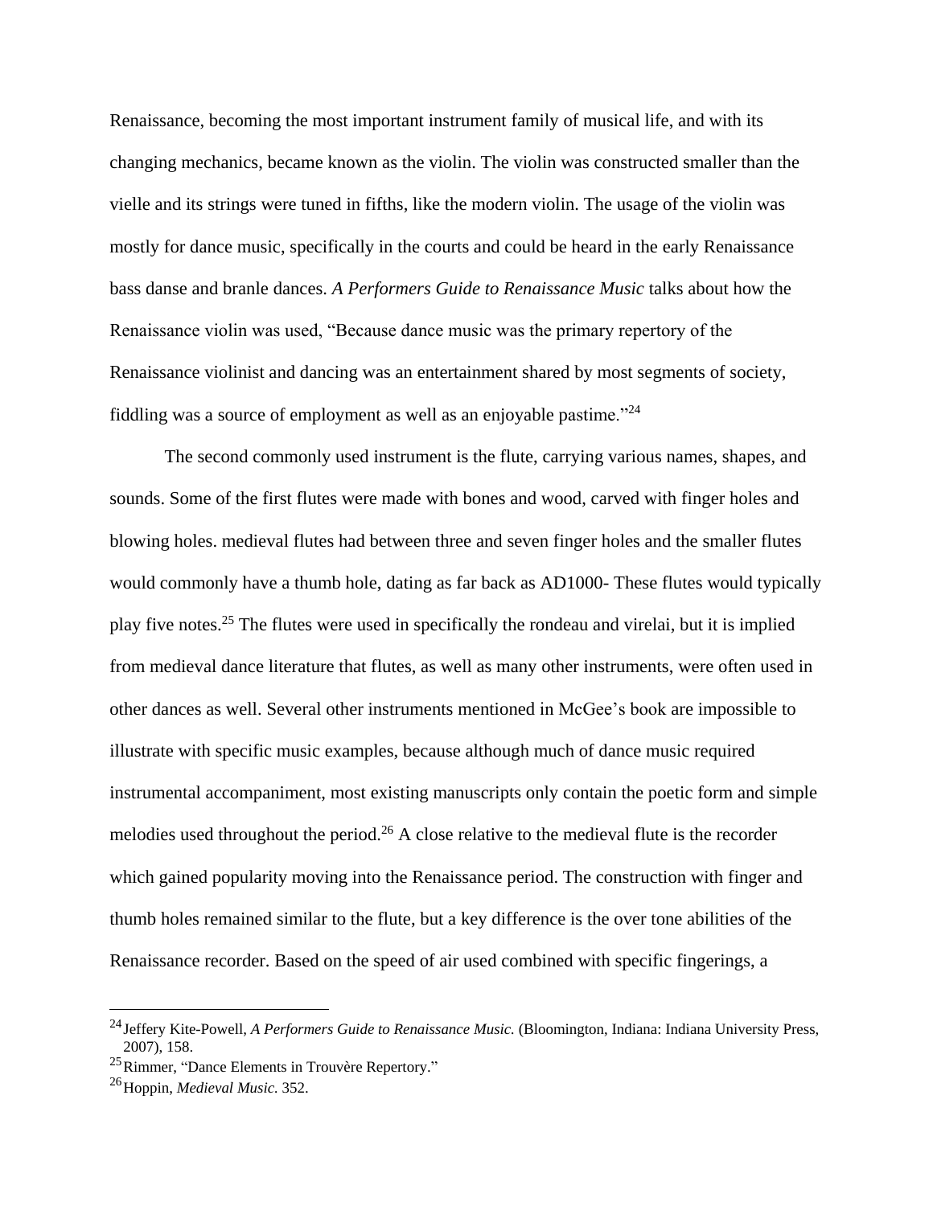Renaissance, becoming the most important instrument family of musical life, and with its changing mechanics, became known as the violin. The violin was constructed smaller than the vielle and its strings were tuned in fifths, like the modern violin. The usage of the violin was mostly for dance music, specifically in the courts and could be heard in the early Renaissance bass danse and branle dances. *A Performers Guide to Renaissance Music* talks about how the Renaissance violin was used, "Because dance music was the primary repertory of the Renaissance violinist and dancing was an entertainment shared by most segments of society, fiddling was a source of employment as well as an enjoyable pastime."[24]

The second commonly used instrument is the flute, carrying various names, shapes, and sounds. Some of the first flutes were made with bones and wood, carved with finger holes and blowing holes. medieval flutes had between three and seven finger holes and the smaller flutes would commonly have a thumb hole, dating as far back as AD1000- These flutes would typically play five notes.[25] The flutes were used in specifically the rondeau and virelai, but it is implied from medieval dance literature that flutes, as well as many other instruments, were often used in other dances as well. Several other instruments mentioned in McGee's book are impossible to illustrate with specific music examples, because although much of dance music required instrumental accompaniment, most existing manuscripts only contain the poetic form and simple melodies used throughout the period.[26] A close relative to the medieval flute is the recorder which gained popularity moving into the Renaissance period. The construction with finger and thumb holes remained similar to the flute, but a key difference is the over tone abilities of the Renaissance recorder. Based on the speed of air used combined with specific fingerings, a

---

[24] Jeffery Kite-Powell, *A Performers Guide to Renaissance Music.* (Bloomington, Indiana: Indiana University Press, 2007), 158.

[25] Rimmer, "Dance Elements in Trouvère Repertory."

[26] Hoppin, *Medieval Music.* 352.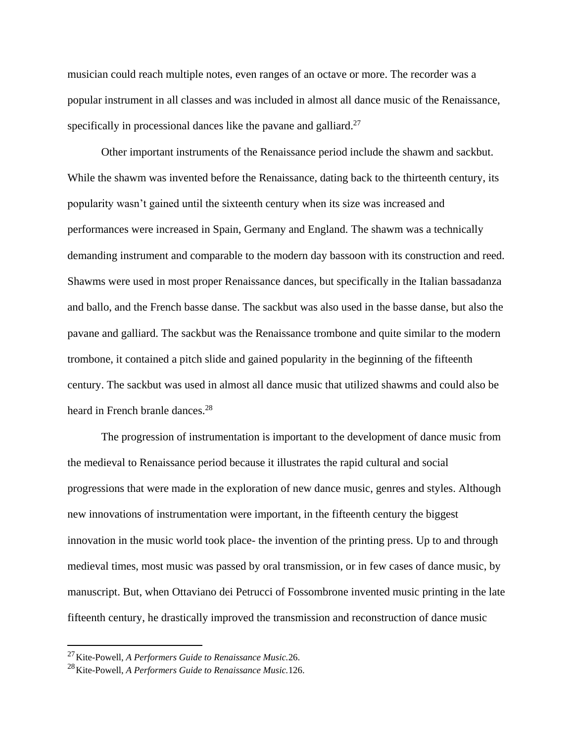musician could reach multiple notes, even ranges of an octave or more. The recorder was a popular instrument in all classes and was included in almost all dance music of the Renaissance, specifically in processional dances like the pavane and galliard.[27]

Other important instruments of the Renaissance period include the shawm and sackbut. While the shawm was invented before the Renaissance, dating back to the thirteenth century, its popularity wasn't gained until the sixteenth century when its size was increased and performances were increased in Spain, Germany and England. The shawm was a technically demanding instrument and comparable to the modern day bassoon with its construction and reed. Shawms were used in most proper Renaissance dances, but specifically in the Italian bassadanza and ballo, and the French basse danse. The sackbut was also used in the basse danse, but also the pavane and galliard. The sackbut was the Renaissance trombone and quite similar to the modern trombone, it contained a pitch slide and gained popularity in the beginning of the fifteenth century. The sackbut was used in almost all dance music that utilized shawms and could also be heard in French branle dances.[28]

The progression of instrumentation is important to the development of dance music from the medieval to Renaissance period because it illustrates the rapid cultural and social progressions that were made in the exploration of new dance music, genres and styles. Although new innovations of instrumentation were important, in the fifteenth century the biggest innovation in the music world took place- the invention of the printing press. Up to and through medieval times, most music was passed by oral transmission, or in few cases of dance music, by manuscript. But, when Ottaviano dei Petrucci of Fossombrone invented music printing in the late fifteenth century, he drastically improved the transmission and reconstruction of dance music

---

[27] Kite-Powell, *A Performers Guide to Renaissance Music.*26.

[28] Kite-Powell, *A Performers Guide to Renaissance Music.*126.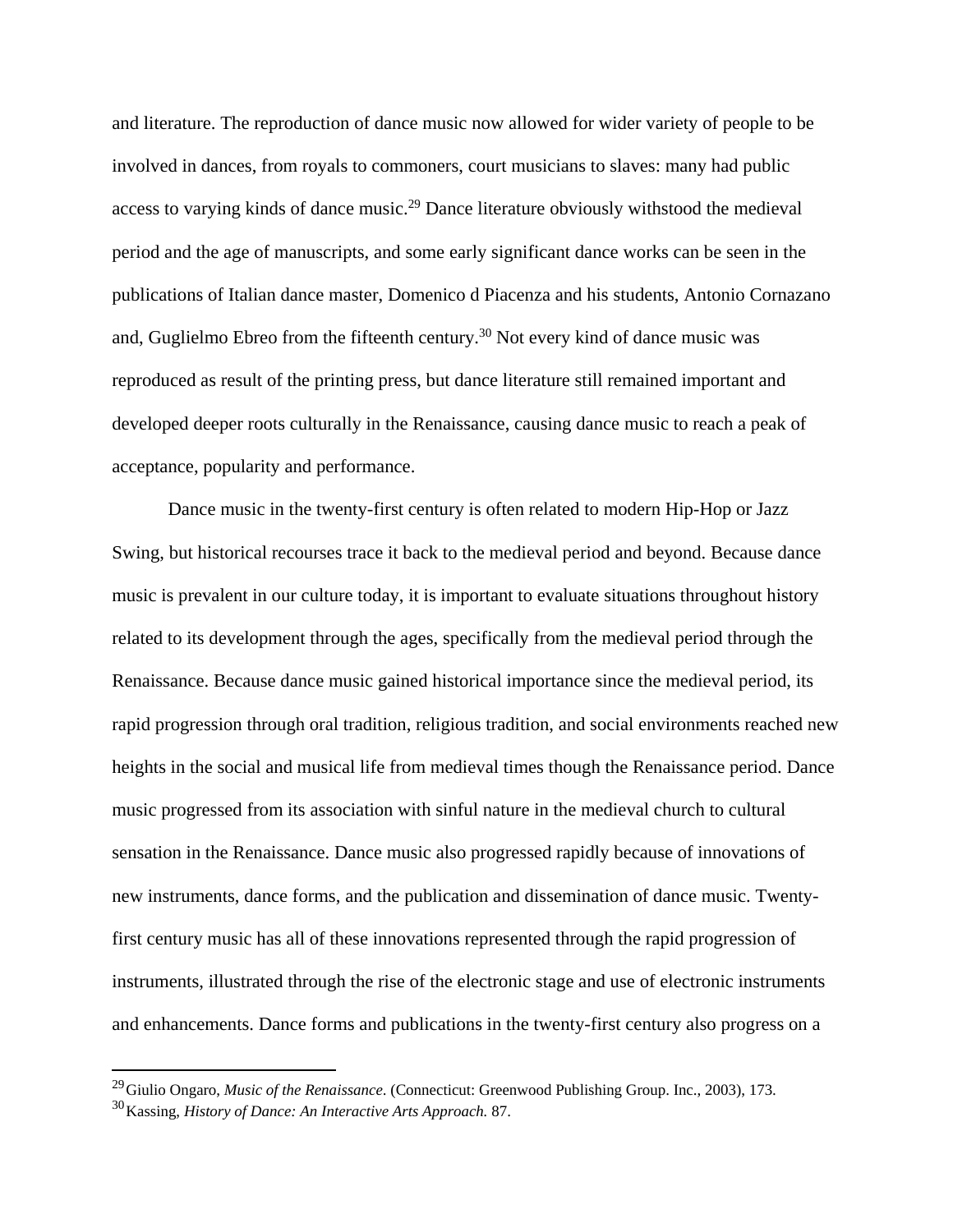and literature. The reproduction of dance music now allowed for wider variety of people to be involved in dances, from royals to commoners, court musicians to slaves: many had public access to varying kinds of dance music.[29] Dance literature obviously withstood the medieval period and the age of manuscripts, and some early significant dance works can be seen in the publications of Italian dance master, Domenico d Piacenza and his students, Antonio Cornazano and, Guglielmo Ebreo from the fifteenth century.[30] Not every kind of dance music was reproduced as result of the printing press, but dance literature still remained important and developed deeper roots culturally in the Renaissance, causing dance music to reach a peak of acceptance, popularity and performance.

Dance music in the twenty-first century is often related to modern Hip-Hop or Jazz Swing, but historical recourses trace it back to the medieval period and beyond. Because dance music is prevalent in our culture today, it is important to evaluate situations throughout history related to its development through the ages, specifically from the medieval period through the Renaissance. Because dance music gained historical importance since the medieval period, its rapid progression through oral tradition, religious tradition, and social environments reached new heights in the social and musical life from medieval times though the Renaissance period. Dance music progressed from its association with sinful nature in the medieval church to cultural sensation in the Renaissance. Dance music also progressed rapidly because of innovations of new instruments, dance forms, and the publication and dissemination of dance music. Twenty-first century music has all of these innovations represented through the rapid progression of instruments, illustrated through the rise of the electronic stage and use of electronic instruments and enhancements. Dance forms and publications in the twenty-first century also progress on a

---

[29] Giulio Ongaro, *Music of the Renaissance.* (Connecticut: Greenwood Publishing Group. Inc., 2003), 173.

[30] Kassing, *History of Dance: An Interactive Arts Approach.* 87.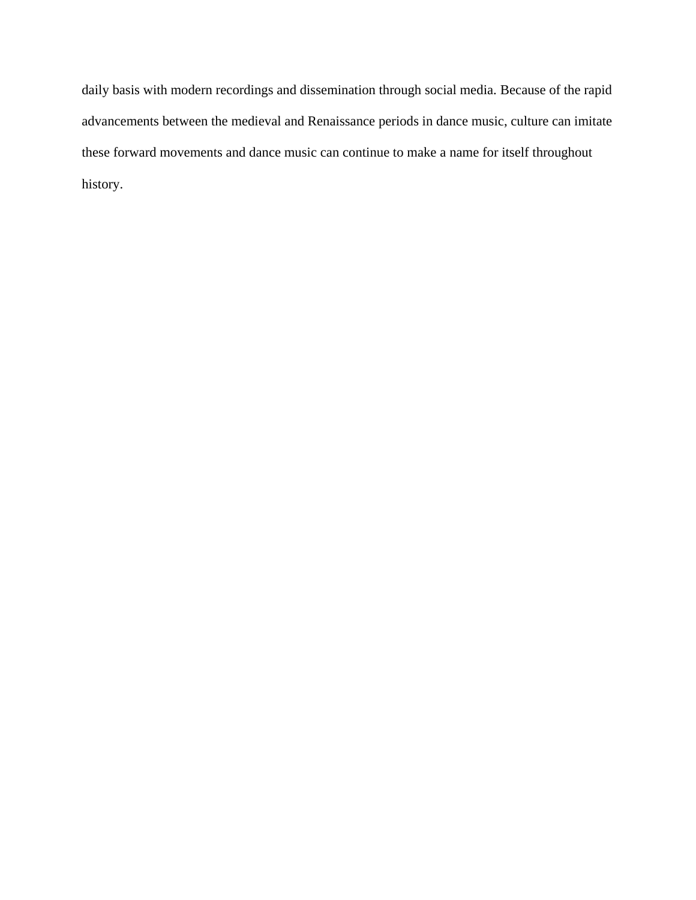daily basis with modern recordings and dissemination through social media. Because of the rapid advancements between the medieval and Renaissance periods in dance music, culture can imitate these forward movements and dance music can continue to make a name for itself throughout history.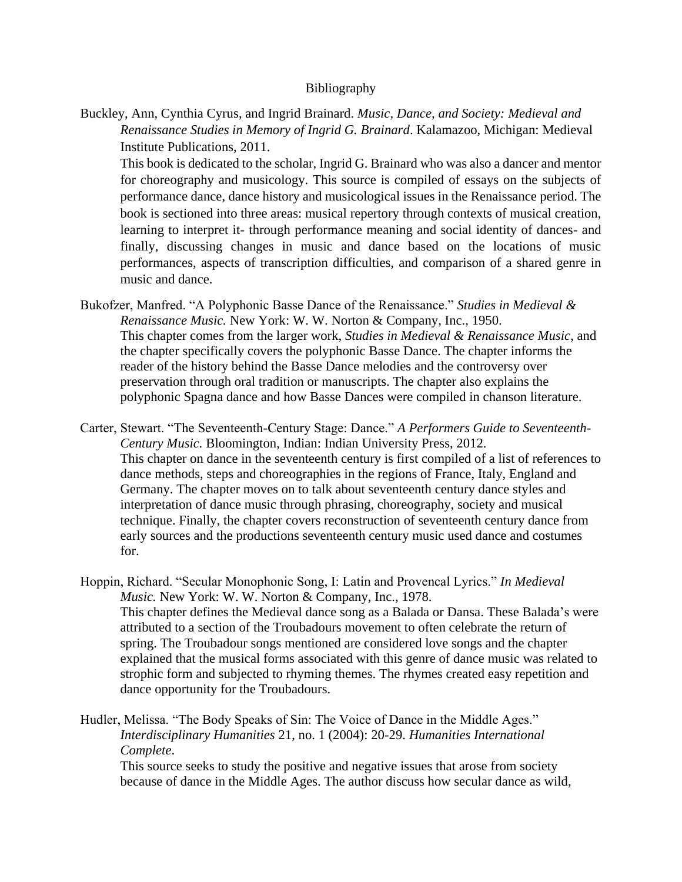# Bibliography

Buckley, Ann, Cynthia Cyrus, and Ingrid Brainard. *Music, Dance, and Society: Medieval and Renaissance Studies in Memory of Ingrid G. Brainard*. Kalamazoo, Michigan: Medieval Institute Publications, 2011.

This book is dedicated to the scholar, Ingrid G. Brainard who was also a dancer and mentor for choreography and musicology. This source is compiled of essays on the subjects of performance dance, dance history and musicological issues in the Renaissance period. The book is sectioned into three areas: musical repertory through contexts of musical creation, learning to interpret it- through performance meaning and social identity of dances- and finally, discussing changes in music and dance based on the locations of music performances, aspects of transcription difficulties, and comparison of a shared genre in music and dance.

Bukofzer, Manfred. "A Polyphonic Basse Dance of the Renaissance." *Studies in Medieval & Renaissance Music.* New York: W. W. Norton & Company, Inc., 1950.

This chapter comes from the larger work, *Studies in Medieval & Renaissance Music*, and the chapter specifically covers the polyphonic Basse Dance. The chapter informs the reader of the history behind the Basse Dance melodies and the controversy over preservation through oral tradition or manuscripts. The chapter also explains the polyphonic Spagna dance and how Basse Dances were compiled in chanson literature.

Carter, Stewart. "The Seventeenth-Century Stage: Dance." *A Performers Guide to Seventeenth-Century Music.* Bloomington, Indian: Indian University Press, 2012.

This chapter on dance in the seventeenth century is first compiled of a list of references to dance methods, steps and choreographies in the regions of France, Italy, England and Germany. The chapter moves on to talk about seventeenth century dance styles and interpretation of dance music through phrasing, choreography, society and musical technique. Finally, the chapter covers reconstruction of seventeenth century dance from early sources and the productions seventeenth century music used dance and costumes for.

Hoppin, Richard. "Secular Monophonic Song, I: Latin and Provencal Lyrics." *In Medieval Music.* New York: W. W. Norton & Company, Inc., 1978.

This chapter defines the Medieval dance song as a Balada or Dansa. These Balada's were attributed to a section of the Troubadours movement to often celebrate the return of spring. The Troubadour songs mentioned are considered love songs and the chapter explained that the musical forms associated with this genre of dance music was related to strophic form and subjected to rhyming themes. The rhymes created easy repetition and dance opportunity for the Troubadours.

Hudler, Melissa. "The Body Speaks of Sin: The Voice of Dance in the Middle Ages." *Interdisciplinary Humanities* 21, no. 1 (2004): 20-29. *Humanities International Complete*.

This source seeks to study the positive and negative issues that arose from society because of dance in the Middle Ages. The author discuss how secular dance as wild,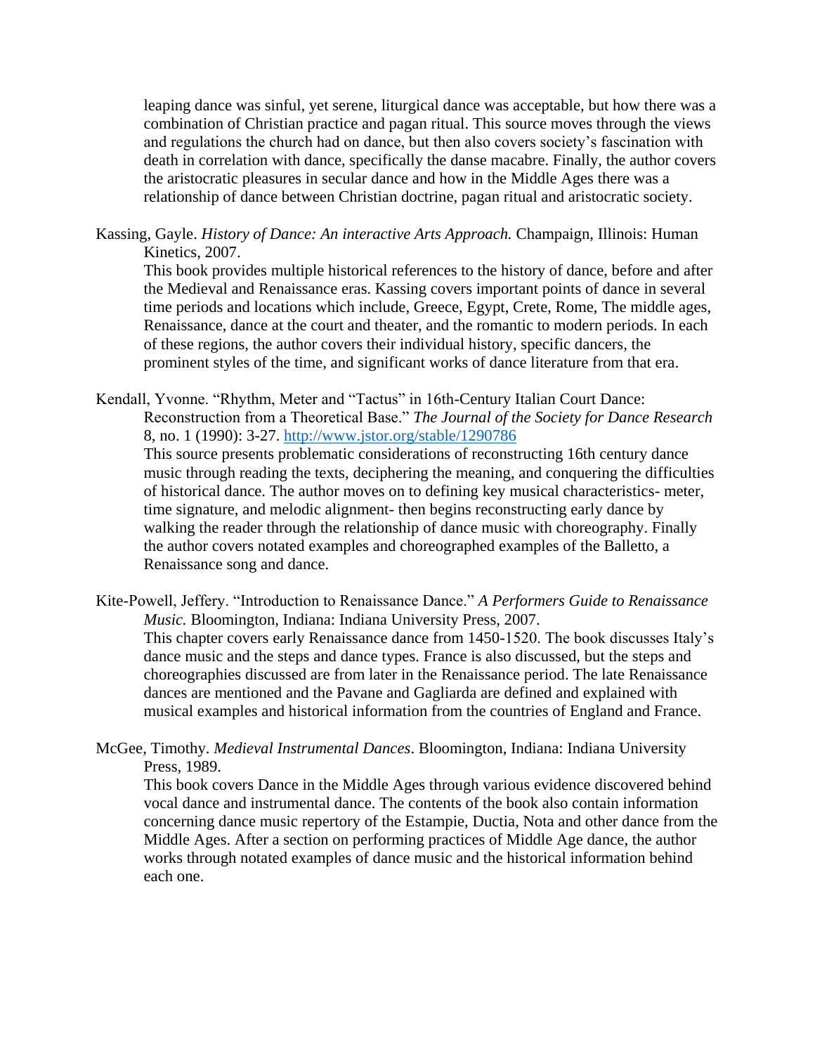leaping dance was sinful, yet serene, liturgical dance was acceptable, but how there was a combination of Christian practice and pagan ritual. This source moves through the views and regulations the church had on dance, but then also covers society's fascination with death in correlation with dance, specifically the danse macabre. Finally, the author covers the aristocratic pleasures in secular dance and how in the Middle Ages there was a relationship of dance between Christian doctrine, pagan ritual and aristocratic society.

Kassing, Gayle. *History of Dance: An interactive Arts Approach.* Champaign, Illinois: Human Kinetics, 2007.
This book provides multiple historical references to the history of dance, before and after the Medieval and Renaissance eras. Kassing covers important points of dance in several time periods and locations which include, Greece, Egypt, Crete, Rome, The middle ages, Renaissance, dance at the court and theater, and the romantic to modern periods. In each of these regions, the author covers their individual history, specific dancers, the prominent styles of the time, and significant works of dance literature from that era.

Kendall, Yvonne. "Rhythm, Meter and "Tactus" in 16th-Century Italian Court Dance: Reconstruction from a Theoretical Base." *The Journal of the Society for Dance Research* 8, no. 1 (1990): 3-27. [http://www.jstor.org/stable/1290786](http://www.jstor.org/stable/1290786)
This source presents problematic considerations of reconstructing 16th century dance music through reading the texts, deciphering the meaning, and conquering the difficulties of historical dance. The author moves on to defining key musical characteristics- meter, time signature, and melodic alignment- then begins reconstructing early dance by walking the reader through the relationship of dance music with choreography. Finally the author covers notated examples and choreographed examples of the Balletto, a Renaissance song and dance.

Kite-Powell, Jeffery. "Introduction to Renaissance Dance." *A Performers Guide to Renaissance Music.* Bloomington, Indiana: Indiana University Press, 2007.
This chapter covers early Renaissance dance from 1450-1520. The book discusses Italy's dance music and the steps and dance types. France is also discussed, but the steps and choreographies discussed are from later in the Renaissance period. The late Renaissance dances are mentioned and the Pavane and Gagliarda are defined and explained with musical examples and historical information from the countries of England and France.

McGee, Timothy. *Medieval Instrumental Dances*. Bloomington, Indiana: Indiana University Press, 1989.
This book covers Dance in the Middle Ages through various evidence discovered behind vocal dance and instrumental dance. The contents of the book also contain information concerning dance music repertory of the Estampie, Ductia, Nota and other dance from the Middle Ages. After a section on performing practices of Middle Age dance, the author works through notated examples of dance music and the historical information behind each one.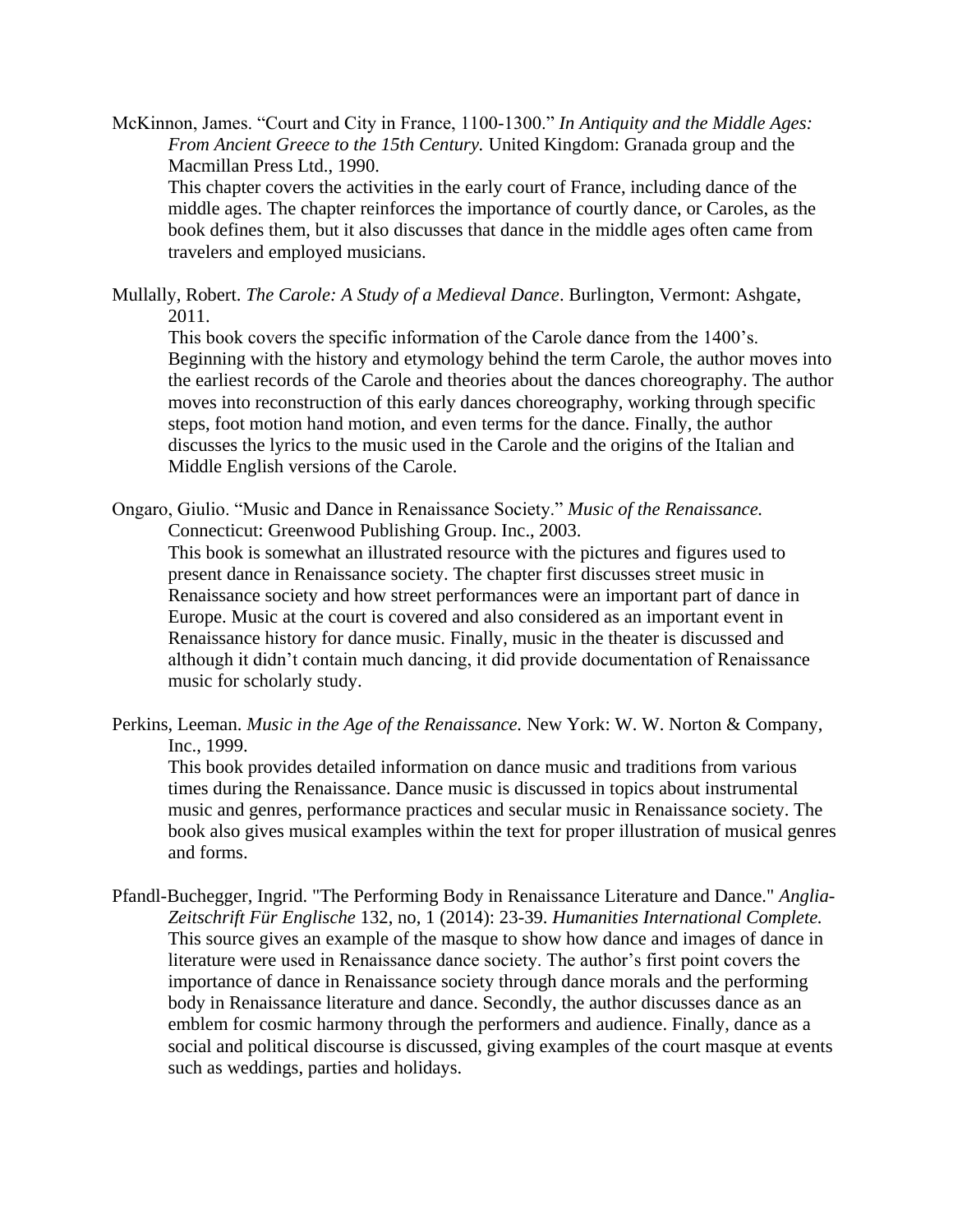McKinnon, James. "Court and City in France, 1100-1300." *In Antiquity and the Middle Ages: From Ancient Greece to the 15th Century.* United Kingdom: Granada group and the Macmillan Press Ltd., 1990.
This chapter covers the activities in the early court of France, including dance of the middle ages. The chapter reinforces the importance of courtly dance, or Caroles, as the book defines them, but it also discusses that dance in the middle ages often came from travelers and employed musicians.

Mullally, Robert. *The Carole: A Study of a Medieval Dance*. Burlington, Vermont: Ashgate, 2011.
This book covers the specific information of the Carole dance from the 1400's. Beginning with the history and etymology behind the term Carole, the author moves into the earliest records of the Carole and theories about the dances choreography. The author moves into reconstruction of this early dances choreography, working through specific steps, foot motion hand motion, and even terms for the dance. Finally, the author discusses the lyrics to the music used in the Carole and the origins of the Italian and Middle English versions of the Carole.

Ongaro, Giulio. "Music and Dance in Renaissance Society." *Music of the Renaissance.* Connecticut: Greenwood Publishing Group. Inc., 2003.
This book is somewhat an illustrated resource with the pictures and figures used to present dance in Renaissance society. The chapter first discusses street music in Renaissance society and how street performances were an important part of dance in Europe. Music at the court is covered and also considered as an important event in Renaissance history for dance music. Finally, music in the theater is discussed and although it didn't contain much dancing, it did provide documentation of Renaissance music for scholarly study.

Perkins, Leeman. *Music in the Age of the Renaissance.* New York: W. W. Norton & Company, Inc., 1999.
This book provides detailed information on dance music and traditions from various times during the Renaissance. Dance music is discussed in topics about instrumental music and genres, performance practices and secular music in Renaissance society. The book also gives musical examples within the text for proper illustration of musical genres and forms.

Pfandl-Buchegger, Ingrid. "The Performing Body in Renaissance Literature and Dance." *Anglia-Zeitschrift Für Englische* 132, no, 1 (2014): 23-39. *Humanities International Complete.*
This source gives an example of the masque to show how dance and images of dance in literature were used in Renaissance dance society. The author's first point covers the importance of dance in Renaissance society through dance morals and the performing body in Renaissance literature and dance. Secondly, the author discusses dance as an emblem for cosmic harmony through the performers and audience. Finally, dance as a social and political discourse is discussed, giving examples of the court masque at events such as weddings, parties and holidays.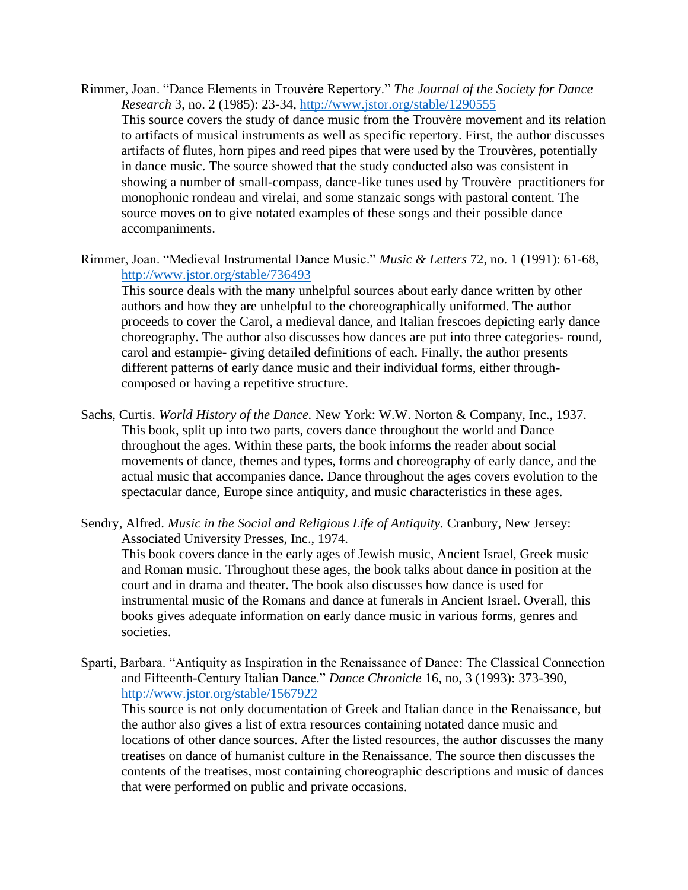Rimmer, Joan. "Dance Elements in Trouvère Repertory." *The Journal of the Society for Dance Research* 3, no. 2 (1985): 23-34, http://www.jstor.org/stable/1290555

This source covers the study of dance music from the Trouvère movement and its relation to artifacts of musical instruments as well as specific repertory. First, the author discusses artifacts of flutes, horn pipes and reed pipes that were used by the Trouvères, potentially in dance music. The source showed that the study conducted also was consistent in showing a number of small-compass, dance-like tunes used by Trouvère practitioners for monophonic rondeau and virelai, and some stanzaic songs with pastoral content. The source moves on to give notated examples of these songs and their possible dance accompaniments.

Rimmer, Joan. "Medieval Instrumental Dance Music." *Music & Letters* 72, no. 1 (1991): 61-68, http://www.jstor.org/stable/736493

This source deals with the many unhelpful sources about early dance written by other authors and how they are unhelpful to the choreographically uniformed. The author proceeds to cover the Carol, a medieval dance, and Italian frescoes depicting early dance choreography. The author also discusses how dances are put into three categories- round, carol and estampie- giving detailed definitions of each. Finally, the author presents different patterns of early dance music and their individual forms, either through-composed or having a repetitive structure.

Sachs, Curtis. *World History of the Dance.* New York: W.W. Norton & Company, Inc., 1937.

This book, split up into two parts, covers dance throughout the world and Dance throughout the ages. Within these parts, the book informs the reader about social movements of dance, themes and types, forms and choreography of early dance, and the actual music that accompanies dance. Dance throughout the ages covers evolution to the spectacular dance, Europe since antiquity, and music characteristics in these ages.

Sendry, Alfred. *Music in the Social and Religious Life of Antiquity.* Cranbury, New Jersey: Associated University Presses, Inc., 1974.

This book covers dance in the early ages of Jewish music, Ancient Israel, Greek music and Roman music. Throughout these ages, the book talks about dance in position at the court and in drama and theater. The book also discusses how dance is used for instrumental music of the Romans and dance at funerals in Ancient Israel. Overall, this books gives adequate information on early dance music in various forms, genres and societies.

Sparti, Barbara. "Antiquity as Inspiration in the Renaissance of Dance: The Classical Connection and Fifteenth-Century Italian Dance." *Dance Chronicle* 16, no, 3 (1993): 373-390, http://www.jstor.org/stable/1567922

This source is not only documentation of Greek and Italian dance in the Renaissance, but the author also gives a list of extra resources containing notated dance music and locations of other dance sources. After the listed resources, the author discusses the many treatises on dance of humanist culture in the Renaissance. The source then discusses the contents of the treatises, most containing choreographic descriptions and music of dances that were performed on public and private occasions.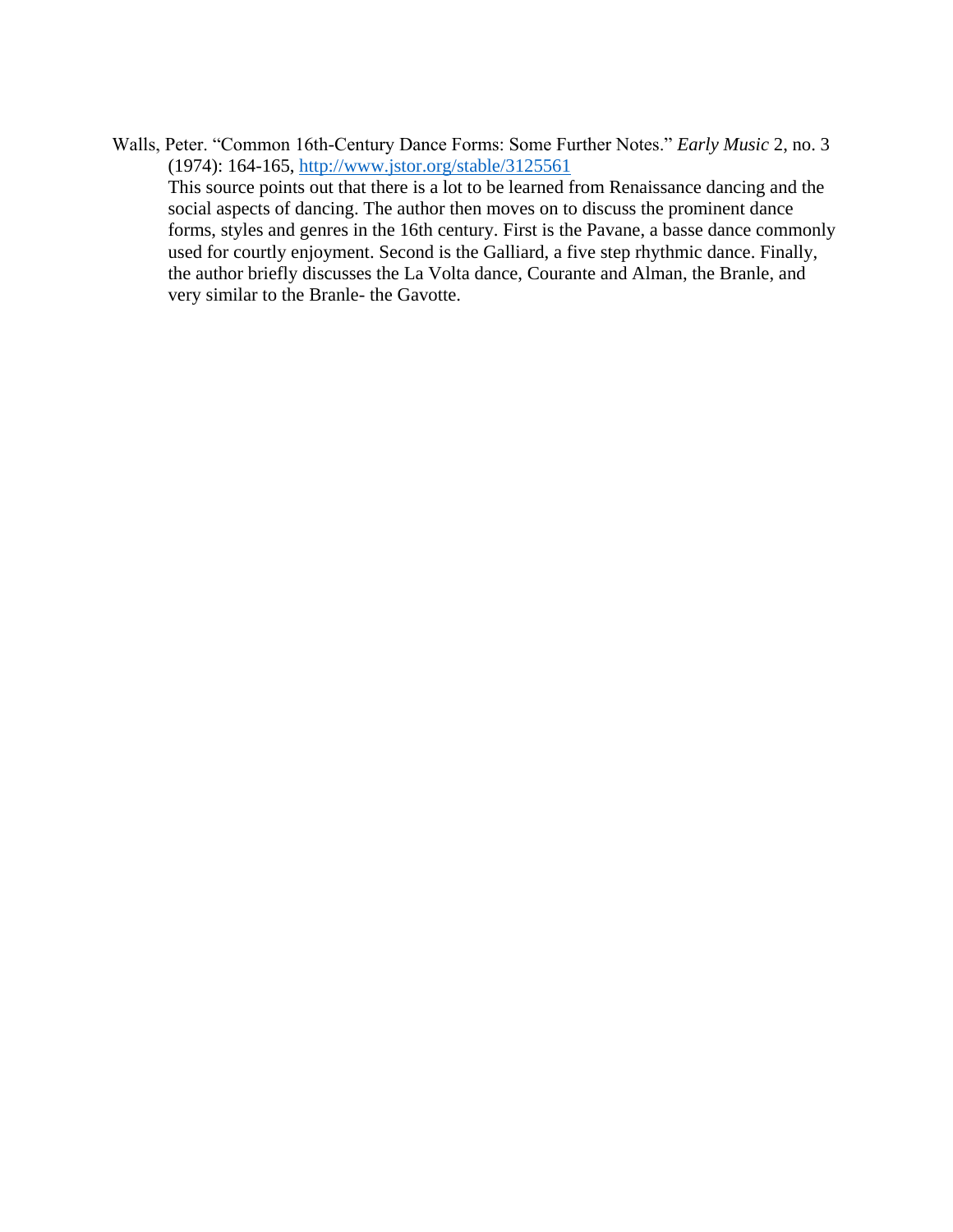Walls, Peter. "Common 16th-Century Dance Forms: Some Further Notes." *Early Music* 2, no. 3 (1974): 164-165, [http://www.jstor.org/stable/3125561](http://www.jstor.org/stable/3125561)

This source points out that there is a lot to be learned from Renaissance dancing and the social aspects of dancing. The author then moves on to discuss the prominent dance forms, styles and genres in the 16th century. First is the Pavane, a basse dance commonly used for courtly enjoyment. Second is the Galliard, a five step rhythmic dance. Finally, the author briefly discusses the La Volta dance, Courante and Alman, the Branle, and very similar to the Branle- the Gavotte.